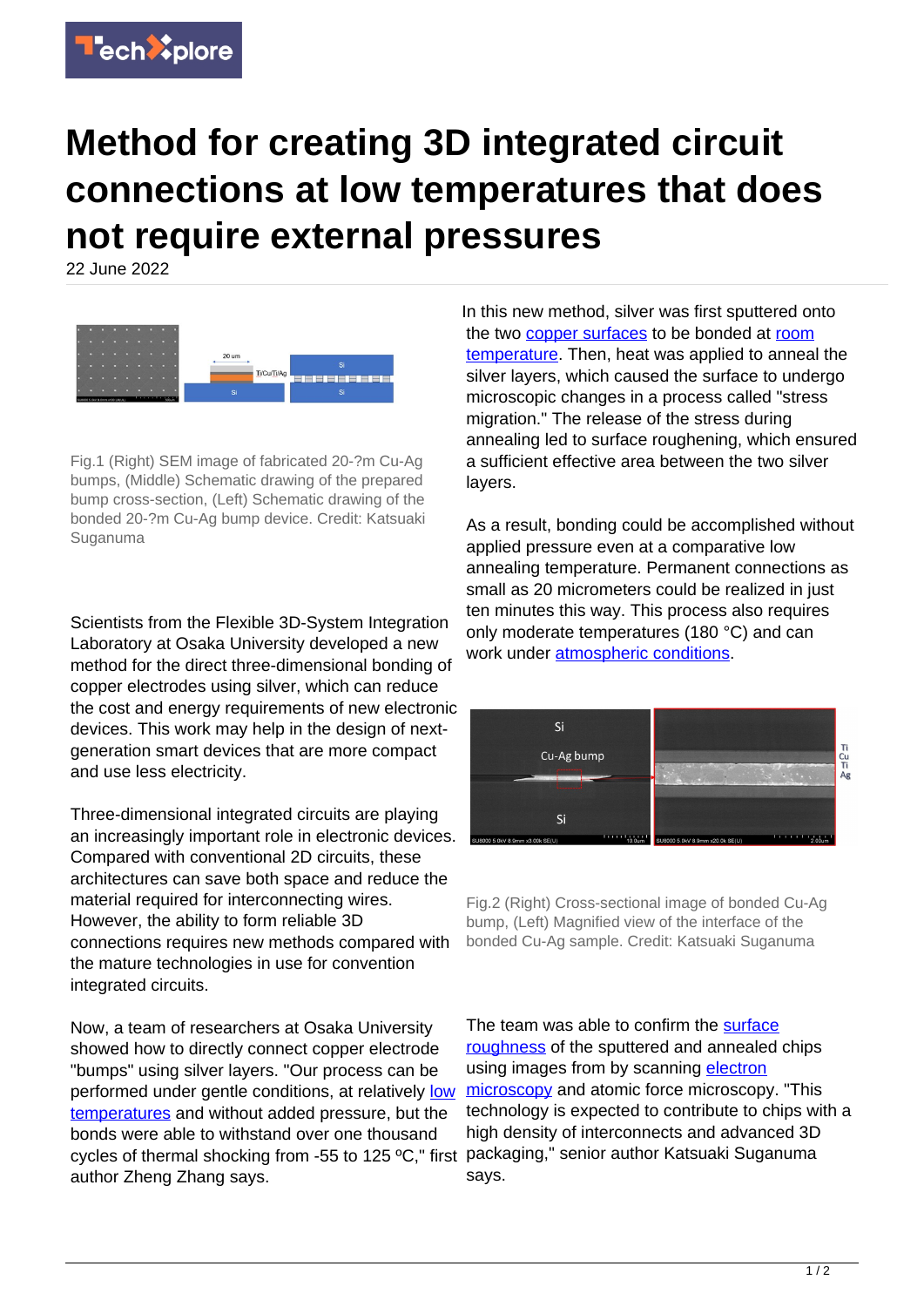# Method for creating 3D integrated circuit connections at low temperatures that does not require external pressures

22 June 2022

Fig.1 (Right) SEM image of fabricated 20-?m Cu-Ag bumps, (Middle) Schematic drawing of the prepared bump cross-section, (Left) Schematic drawing of the bonded 20-?m Cu-Ag bump device. Credit: Katsuaki Suganuma

Scientists from the Flexible 3D-System Integration Laboratory at Osaka University developed a new method for the direct three-dimensional bonding of copper electrodes using silver, which can reduce the cost and energy requirements of new electronic devices. This work may help in the design of next-generation smart devices that are more compact and use less electricity.

Three-dimensional integrated circuits are playing an increasingly important role in electronic devices. Compared with conventional 2D circuits, these architectures can save both space and reduce the material required for interconnecting wires. However, the ability to form reliable 3D connections requires new methods compared with the mature technologies in use for convention integrated circuits.

Now, a team of researchers at Osaka University showed how to directly connect copper electrode "bumps" using silver layers. "Our process can be performed under gentle conditions, at relatively low temperatures and without added pressure, but the bonds were able to withstand over one thousand cycles of thermal shocking from -55 to 125 ºC," first author Zheng Zhang says.

In this new method, silver was first sputtered onto the two copper surfaces to be bonded at room temperature. Then, heat was applied to anneal the silver layers, which caused the surface to undergo microscopic changes in a process called "stress migration." The release of the stress during annealing led to surface roughening, which ensured a sufficient effective area between the two silver layers.

As a result, bonding could be accomplished without applied pressure even at a comparative low annealing temperature. Permanent connections as small as 20 micrometers could be realized in just ten minutes this way. This process also requires only moderate temperatures (180 °C) and can work under atmospheric conditions.

Fig.2 (Right) Cross-sectional image of bonded Cu-Ag bump, (Left) Magnified view of the interface of the bonded Cu-Ag sample. Credit: Katsuaki Suganuma

The team was able to confirm the surface roughness of the sputtered and annealed chips using images from by scanning electron microscopy and atomic force microscopy. "This technology is expected to contribute to chips with a high density of interconnects and advanced 3D packaging," senior author Katsuaki Suganuma says.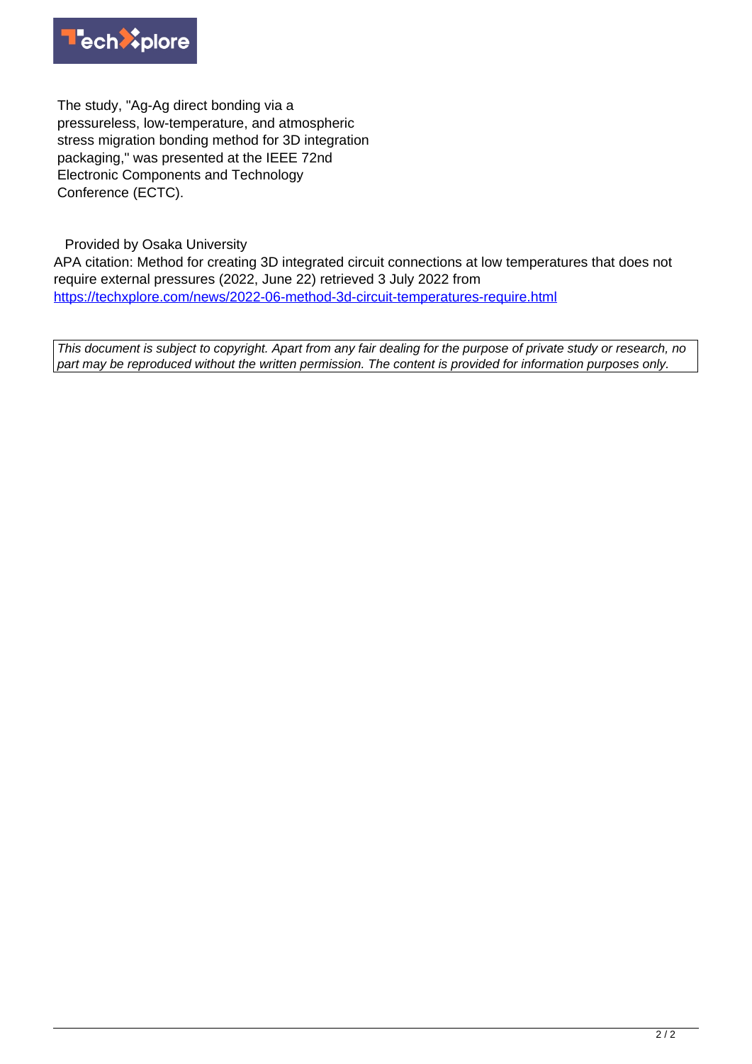The study, "Ag-Ag direct bonding via a pressureless, low-temperature, and atmospheric stress migration bonding method for 3D integration packaging," was presented at the IEEE 72nd Electronic Components and Technology Conference (ECTC).

Provided by Osaka University

APA citation: Method for creating 3D integrated circuit connections at low temperatures that does not require external pressures (2022, June 22) retrieved 3 July 2022 from https://techxplore.com/news/2022-06-method-3d-circuit-temperatures-require.html

*This document is subject to copyright. Apart from any fair dealing for the purpose of private study or research, no part may be reproduced without the written permission. The content is provided for information purposes only.*